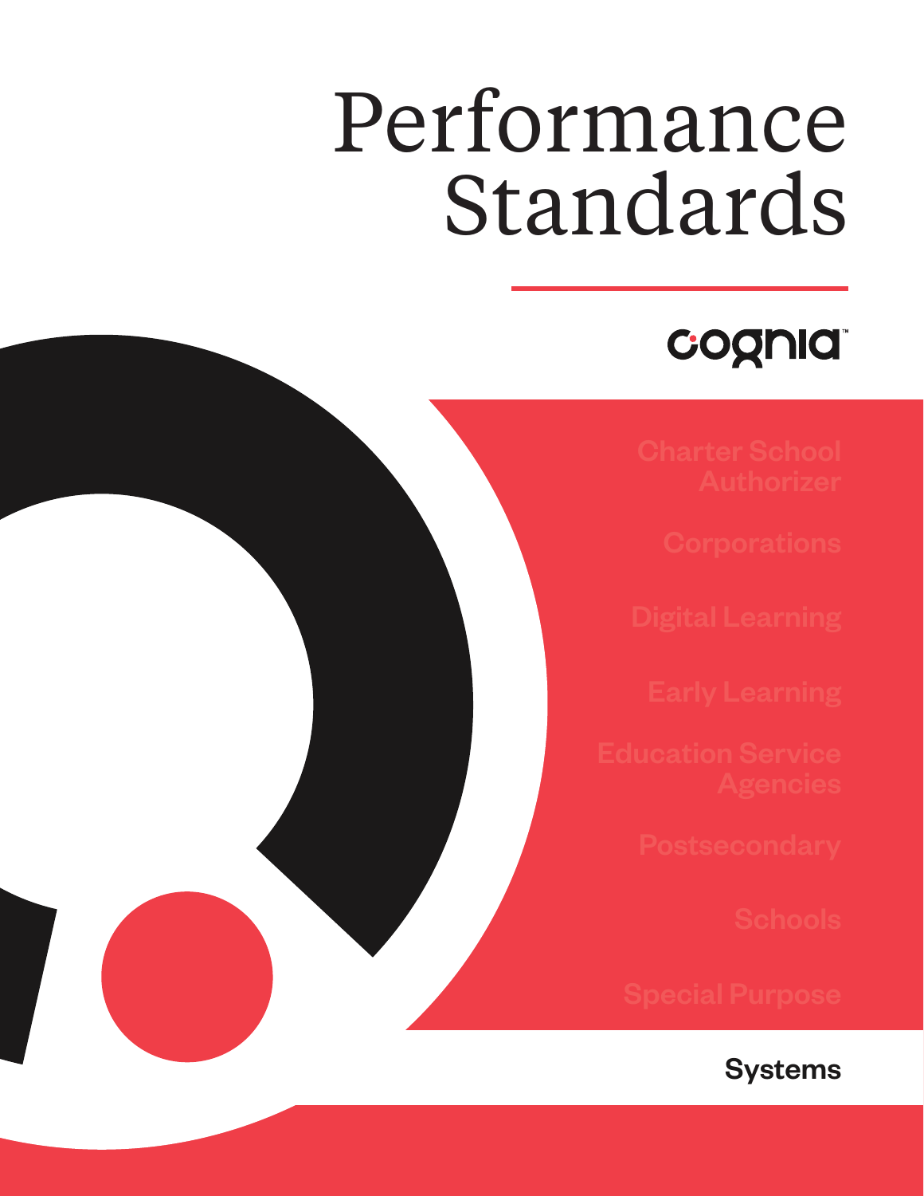# Performance Standards

cognia™

Charter School Authorizer

Corporations

Digital Learning

Early Learning

Education Service Agencies

Postsecondary

Schools

Special Purpose

**Systems**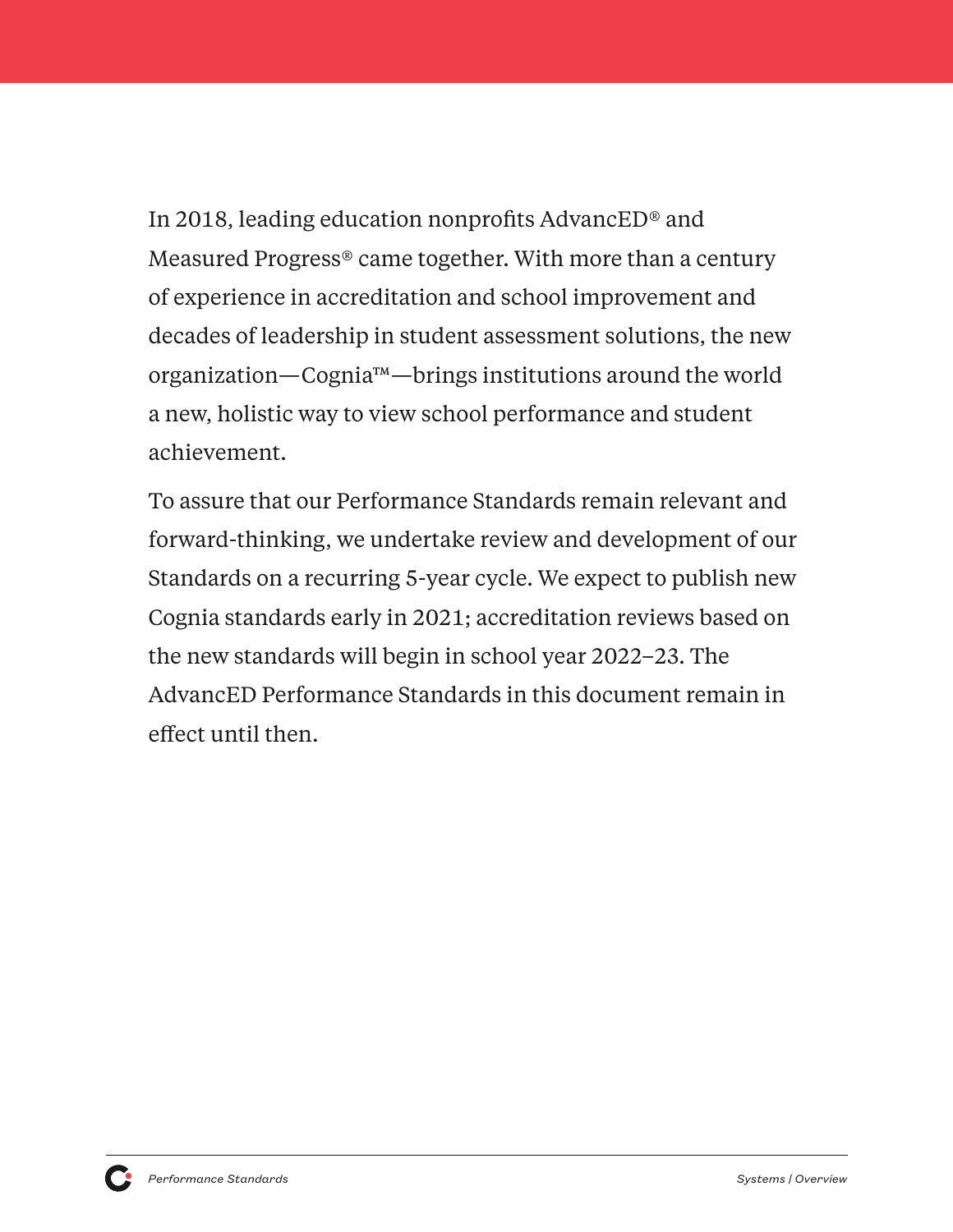In 2018, leading education nonprofits AdvancED® and Measured Progress® came together. With more than a century of experience in accreditation and school improvement and decades of leadership in student assessment solutions, the new organization—Cognia™—brings institutions around the world a new, holistic way to view school performance and student achievement.

To assure that our Performance Standards remain relevant and forward-thinking, we undertake review and development of our Standards on a recurring 5-year cycle. We expect to publish new Cognia standards early in 2021; accreditation reviews based on the new standards will begin in school year 2022–23. The AdvancED Performance Standards in this document remain in effect until then.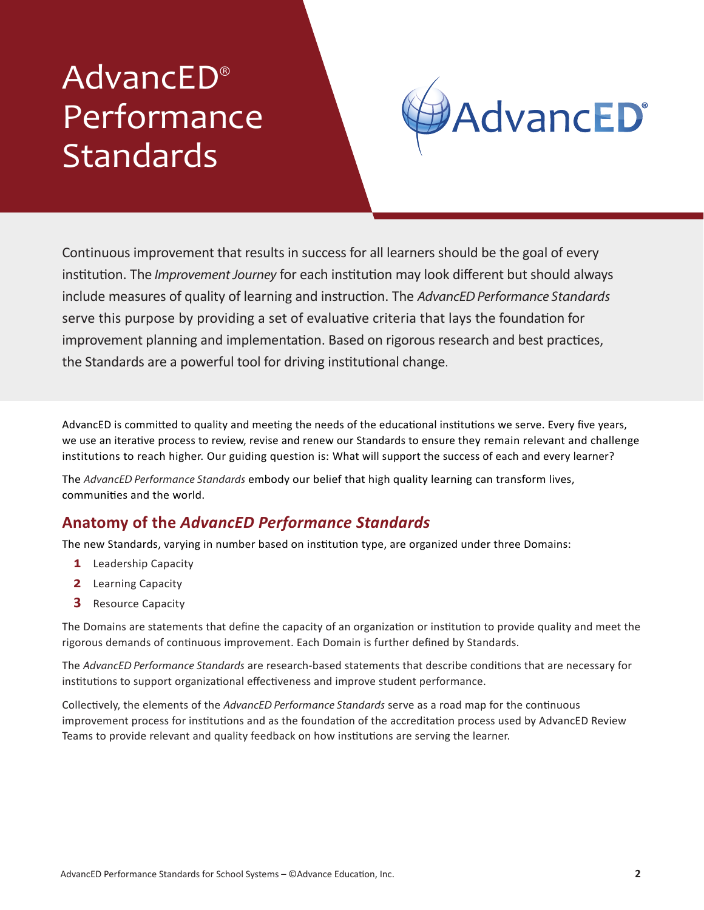# AdvancED® Performance Standards

Continuous improvement that results in success for all learners should be the goal of every institution. The *Improvement Journey* for each institution may look different but should always include measures of quality of learning and instruction. The *AdvancED Performance Standards* serve this purpose by providing a set of evaluative criteria that lays the foundation for improvement planning and implementation. Based on rigorous research and best practices, the Standards are a powerful tool for driving institutional change.

AdvancED is committed to quality and meeting the needs of the educational institutions we serve. Every five years, we use an iterative process to review, revise and renew our Standards to ensure they remain relevant and challenge institutions to reach higher. Our guiding question is: What will support the success of each and every learner?

The *AdvancED Performance Standards* embody our belief that high quality learning can transform lives, communities and the world.

## Anatomy of the *AdvancED Performance Standards*

The new Standards, varying in number based on institution type, are organized under three Domains:

1. Leadership Capacity
2. Learning Capacity
3. Resource Capacity

The Domains are statements that define the capacity of an organization or institution to provide quality and meet the rigorous demands of continuous improvement. Each Domain is further defined by Standards.

The *AdvancED Performance Standards* are research-based statements that describe conditions that are necessary for institutions to support organizational effectiveness and improve student performance.

Collectively, the elements of the *AdvancED Performance Standards* serve as a road map for the continuous improvement process for institutions and as the foundation of the accreditation process used by AdvancED Review Teams to provide relevant and quality feedback on how institutions are serving the learner.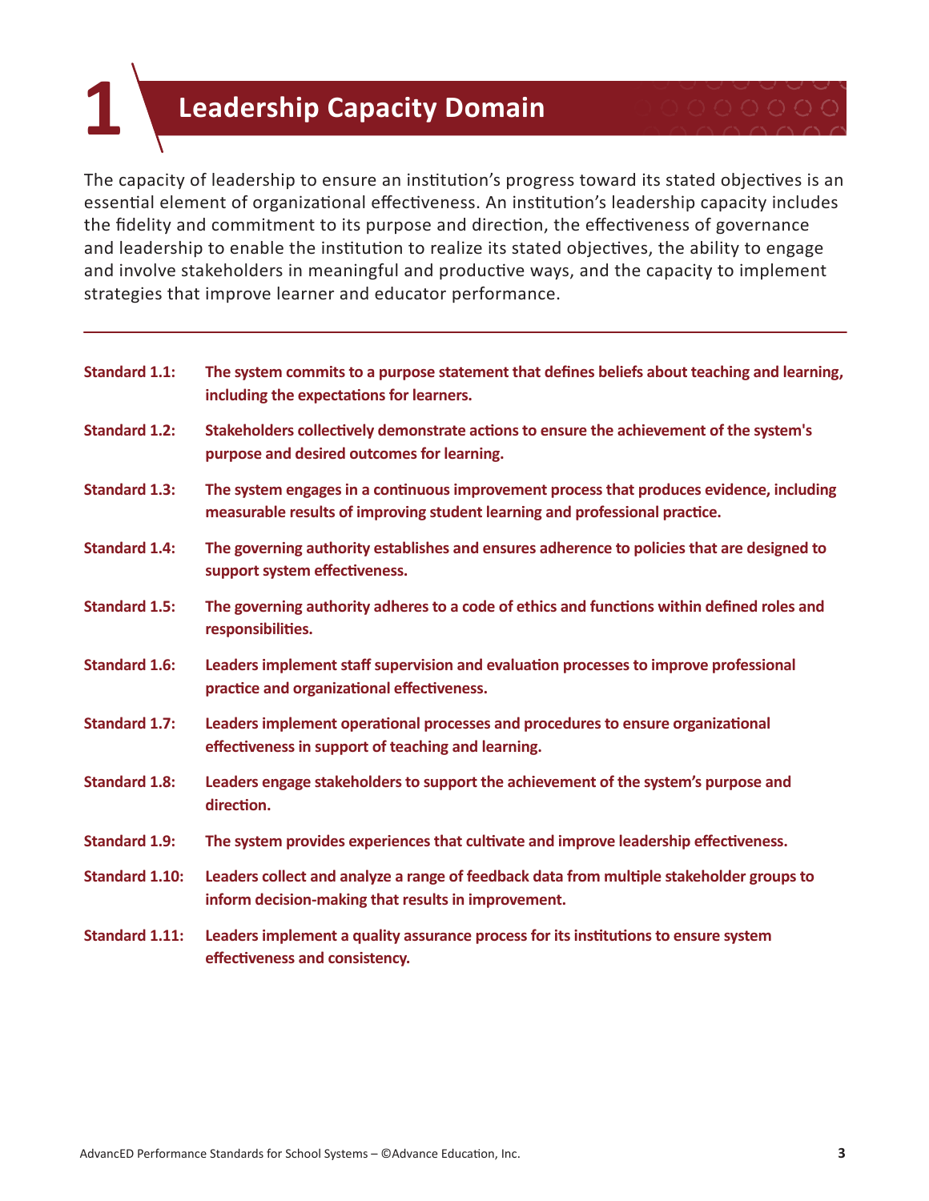# 1 Leadership Capacity Domain

The capacity of leadership to ensure an institution's progress toward its stated objectives is an essential element of organizational effectiveness. An institution's leadership capacity includes the fidelity and commitment to its purpose and direction, the effectiveness of governance and leadership to enable the institution to realize its stated objectives, the ability to engage and involve stakeholders in meaningful and productive ways, and the capacity to implement strategies that improve learner and educator performance.

---

**Standard 1.1:** **The system commits to a purpose statement that defines beliefs about teaching and learning, including the expectations for learners.**

**Standard 1.2:** **Stakeholders collectively demonstrate actions to ensure the achievement of the system's purpose and desired outcomes for learning.**

**Standard 1.3:** **The system engages in a continuous improvement process that produces evidence, including measurable results of improving student learning and professional practice.**

**Standard 1.4:** **The governing authority establishes and ensures adherence to policies that are designed to support system effectiveness.**

**Standard 1.5:** **The governing authority adheres to a code of ethics and functions within defined roles and responsibilities.**

**Standard 1.6:** **Leaders implement staff supervision and evaluation processes to improve professional practice and organizational effectiveness.**

**Standard 1.7:** **Leaders implement operational processes and procedures to ensure organizational effectiveness in support of teaching and learning.**

**Standard 1.8:** **Leaders engage stakeholders to support the achievement of the system's purpose and direction.**

**Standard 1.9:** **The system provides experiences that cultivate and improve leadership effectiveness.**

**Standard 1.10:** **Leaders collect and analyze a range of feedback data from multiple stakeholder groups to inform decision-making that results in improvement.**

**Standard 1.11:** **Leaders implement a quality assurance process for its institutions to ensure system effectiveness and consistency.**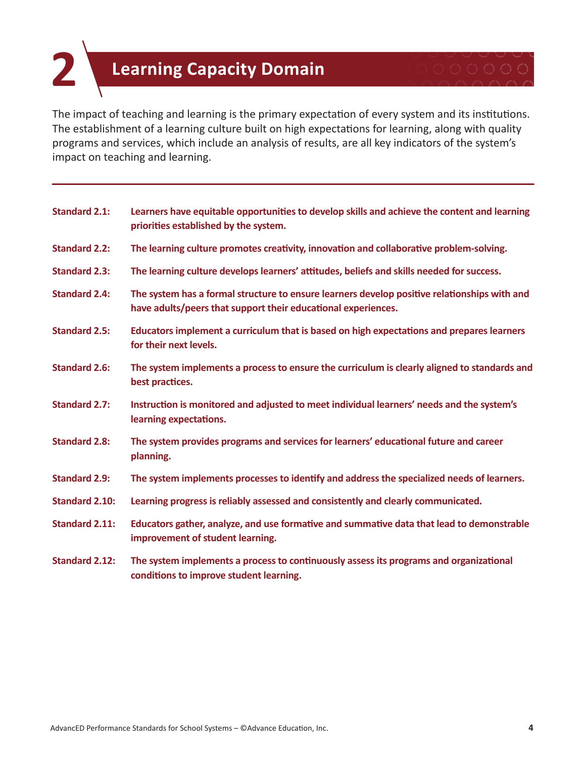# 2 Learning Capacity Domain

The impact of teaching and learning is the primary expectation of every system and its institutions. The establishment of a learning culture built on high expectations for learning, along with quality programs and services, which include an analysis of results, are all key indicators of the system's impact on teaching and learning.

---

**Standard 2.1:** **Learners have equitable opportunities to develop skills and achieve the content and learning priorities established by the system.**

**Standard 2.2:** **The learning culture promotes creativity, innovation and collaborative problem-solving.**

**Standard 2.3:** **The learning culture develops learners' attitudes, beliefs and skills needed for success.**

**Standard 2.4:** **The system has a formal structure to ensure learners develop positive relationships with and have adults/peers that support their educational experiences.**

**Standard 2.5:** **Educators implement a curriculum that is based on high expectations and prepares learners for their next levels.**

**Standard 2.6:** **The system implements a process to ensure the curriculum is clearly aligned to standards and best practices.**

**Standard 2.7:** **Instruction is monitored and adjusted to meet individual learners' needs and the system's learning expectations.**

**Standard 2.8:** **The system provides programs and services for learners' educational future and career planning.**

**Standard 2.9:** **The system implements processes to identify and address the specialized needs of learners.**

**Standard 2.10:** **Learning progress is reliably assessed and consistently and clearly communicated.**

**Standard 2.11:** **Educators gather, analyze, and use formative and summative data that lead to demonstrable improvement of student learning.**

**Standard 2.12:** **The system implements a process to continuously assess its programs and organizational conditions to improve student learning.**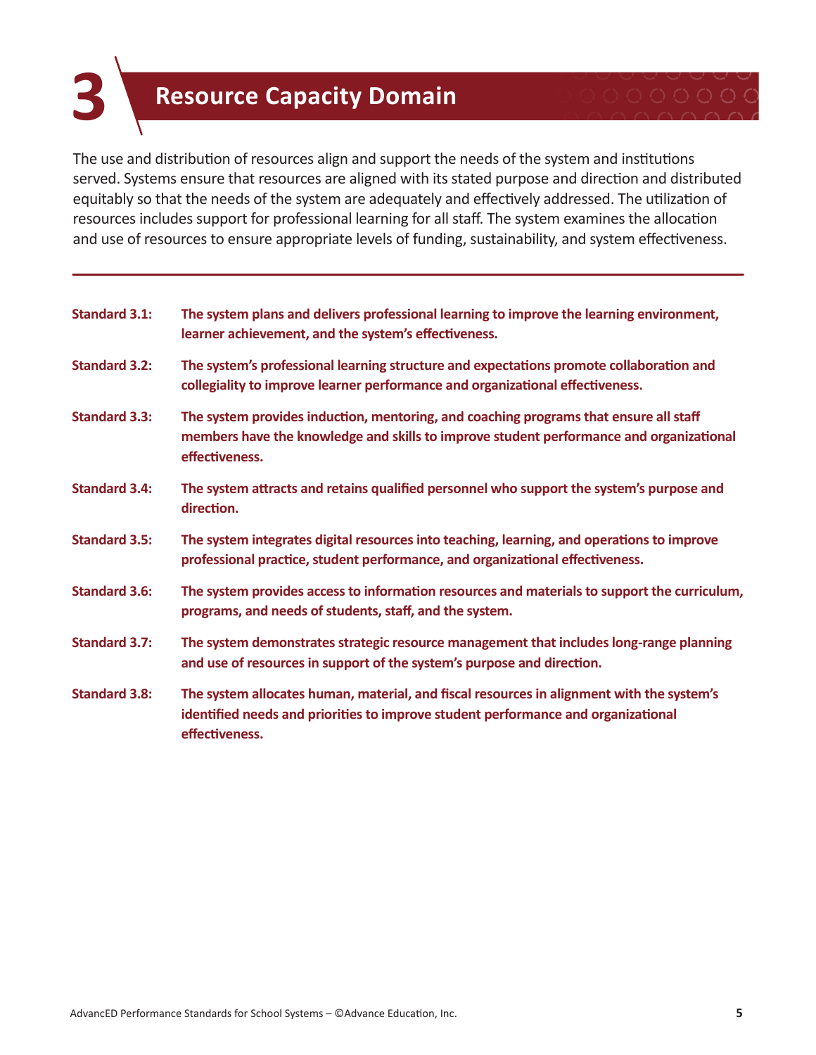# 3 Resource Capacity Domain

The use and distribution of resources align and support the needs of the system and institutions served. Systems ensure that resources are aligned with its stated purpose and direction and distributed equitably so that the needs of the system are adequately and effectively addressed. The utilization of resources includes support for professional learning for all staff. The system examines the allocation and use of resources to ensure appropriate levels of funding, sustainability, and system effectiveness.

---

**Standard 3.1:** **The system plans and delivers professional learning to improve the learning environment, learner achievement, and the system's effectiveness.**

**Standard 3.2:** **The system's professional learning structure and expectations promote collaboration and collegiality to improve learner performance and organizational effectiveness.**

**Standard 3.3:** **The system provides induction, mentoring, and coaching programs that ensure all staff members have the knowledge and skills to improve student performance and organizational effectiveness.**

**Standard 3.4:** **The system attracts and retains qualified personnel who support the system's purpose and direction.**

**Standard 3.5:** **The system integrates digital resources into teaching, learning, and operations to improve professional practice, student performance, and organizational effectiveness.**

**Standard 3.6:** **The system provides access to information resources and materials to support the curriculum, programs, and needs of students, staff, and the system.**

**Standard 3.7:** **The system demonstrates strategic resource management that includes long-range planning and use of resources in support of the system's purpose and direction.**

**Standard 3.8:** **The system allocates human, material, and fiscal resources in alignment with the system's identified needs and priorities to improve student performance and organizational effectiveness.**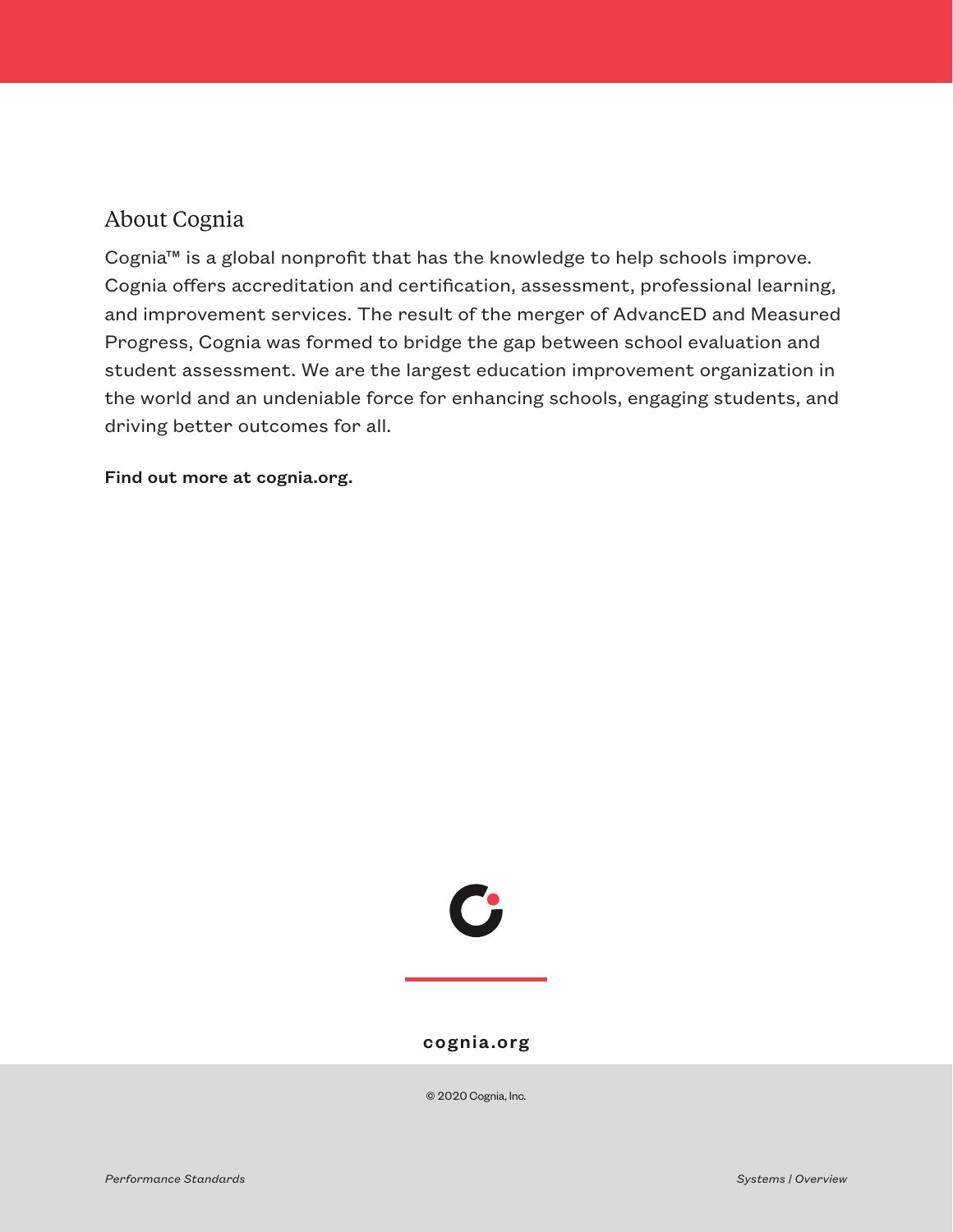## About Cognia

Cognia™ is a global nonprofit that has the knowledge to help schools improve. Cognia offers accreditation and certification, assessment, professional learning, and improvement services. The result of the merger of AdvancED and Measured Progress, Cognia was formed to bridge the gap between school evaluation and student assessment. We are the largest education improvement organization in the world and an undeniable force for enhancing schools, engaging students, and driving better outcomes for all.

**Find out more at cognia.org.**

**cognia.org**

© 2020 Cognia, Inc.